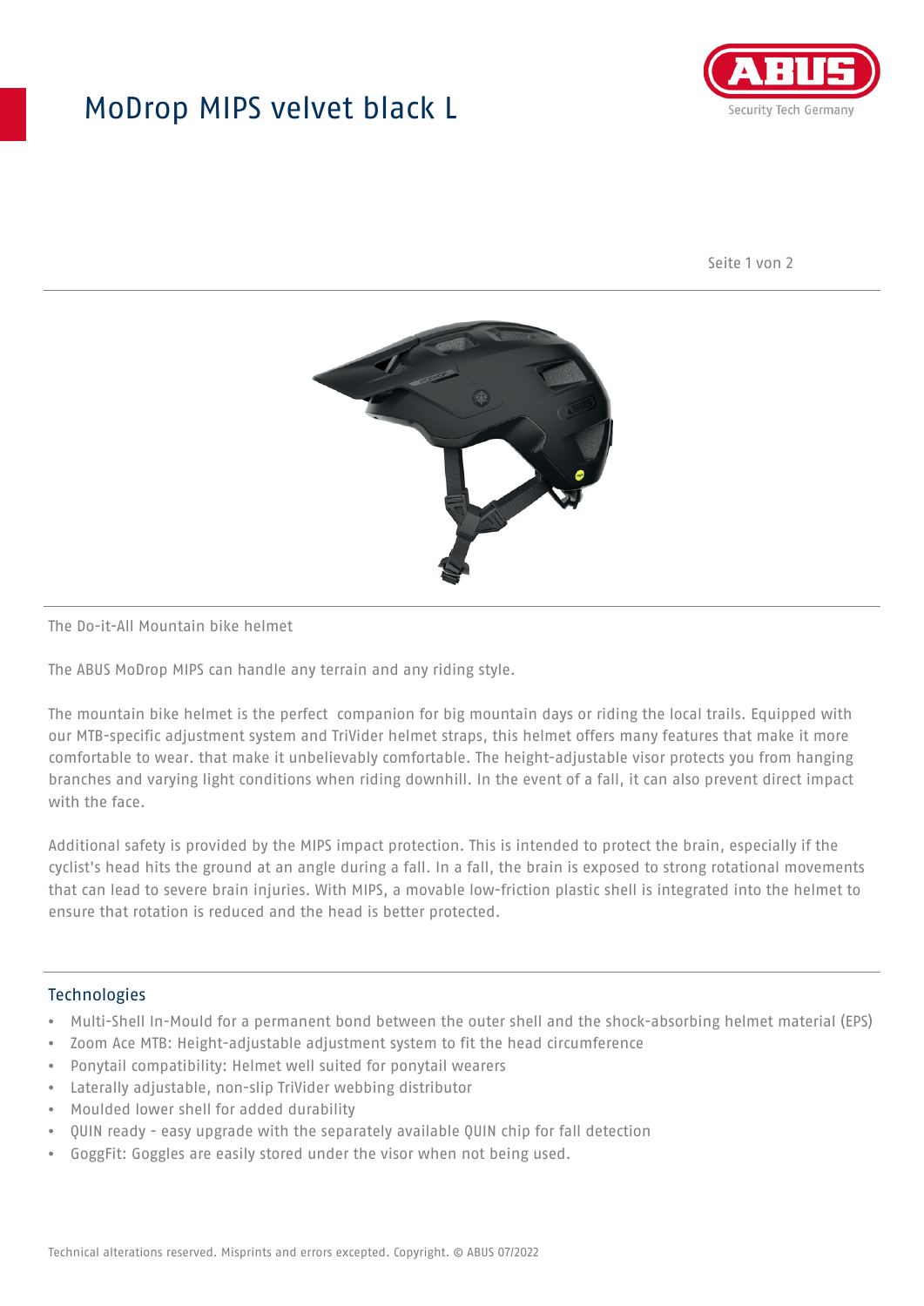# ModDrop MIPS velvet black L

ABUS
Security Tech Germany

The Do-it-All Mountain bike helmet

The ABUS MoDrop MIPS can handle any terrain and any riding style.

The mountain bike helmet is the perfect  companion for big mountain days or riding the local trails. Equipped with our MTB-specific adjustment system and TriVider helmet straps, this helmet offers many features that make it more comfortable to wear. that make it unbelievably comfortable. The height-adjustable visor protects you from hanging branches and varying light conditions when riding downhill. In the event of a fall, it can also prevent direct impact with the face.

Additional safety is provided by the MIPS impact protection. This is intended to protect the brain, especially if the cyclist's head hits the ground at an angle during a fall. In a fall, the brain is exposed to strong rotational movements that can lead to severe brain injuries. With MIPS, a movable low-friction plastic shell is integrated into the helmet to ensure that rotation is reduced and the head is better protected.

## Technologies

- Multi-Shell In-Mould for a permanent bond between the outer shell and the shock-absorbing helmet material (EPS)
- Zoom Ace MTB: Height-adjustable adjustment system to fit the head circumference
- Ponytail compatibility: Helmet well suited for ponytail wearers
- Laterally adjustable, non-slip TriVider webbing distributor
- Moulded lower shell for added durability
- QUIN ready - easy upgrade with the separately available QUIN chip for fall detection
- GoggFit: Goggles are easily stored under the visor when not being used.

Technical alterations reserved. Misprints and errors excepted. Copyright. © ABUS 07/2022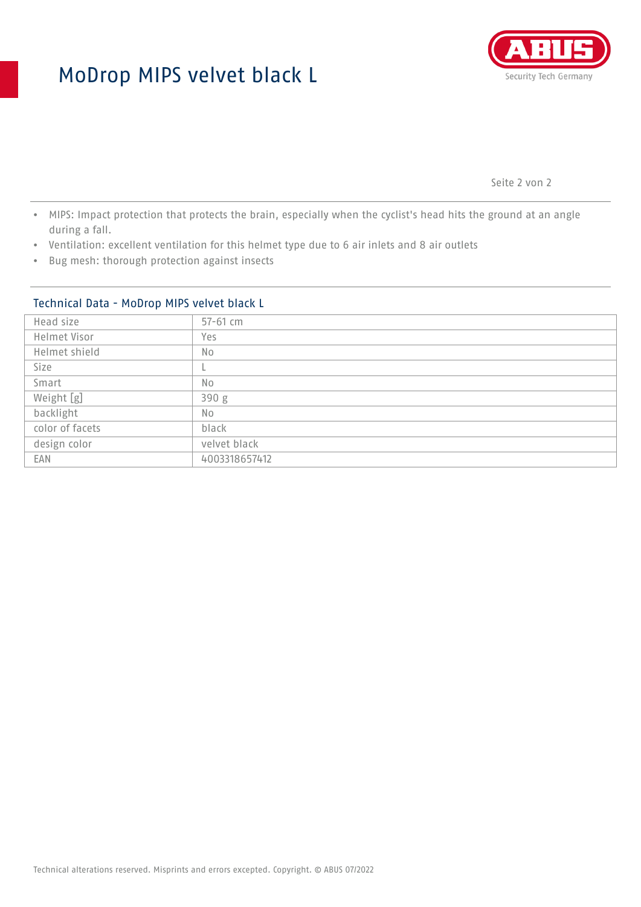- MIPS: Impact protection that protects the brain, especially when the cyclist's head hits the ground at an angle during a fall.
- Ventilation: excellent ventilation for this helmet type due to 6 air inlets and 8 air outlets
- Bug mesh: thorough protection against insects

## Technical Data - MoDrop MIPS velvet black L

| | |
|---|---|
| Head size | 57-61 cm |
| Helmet Visor | Yes |
| Helmet shield | No |
| Size | L |
| Smart | No |
| Weight [g] | 390 g |
| backlight | No |
| color of facets | black |
| design color | velvet black |
| EAN | 4003318657412 |

Technical alterations reserved. Misprints and errors excepted. Copyright. © ABUS 07/2022